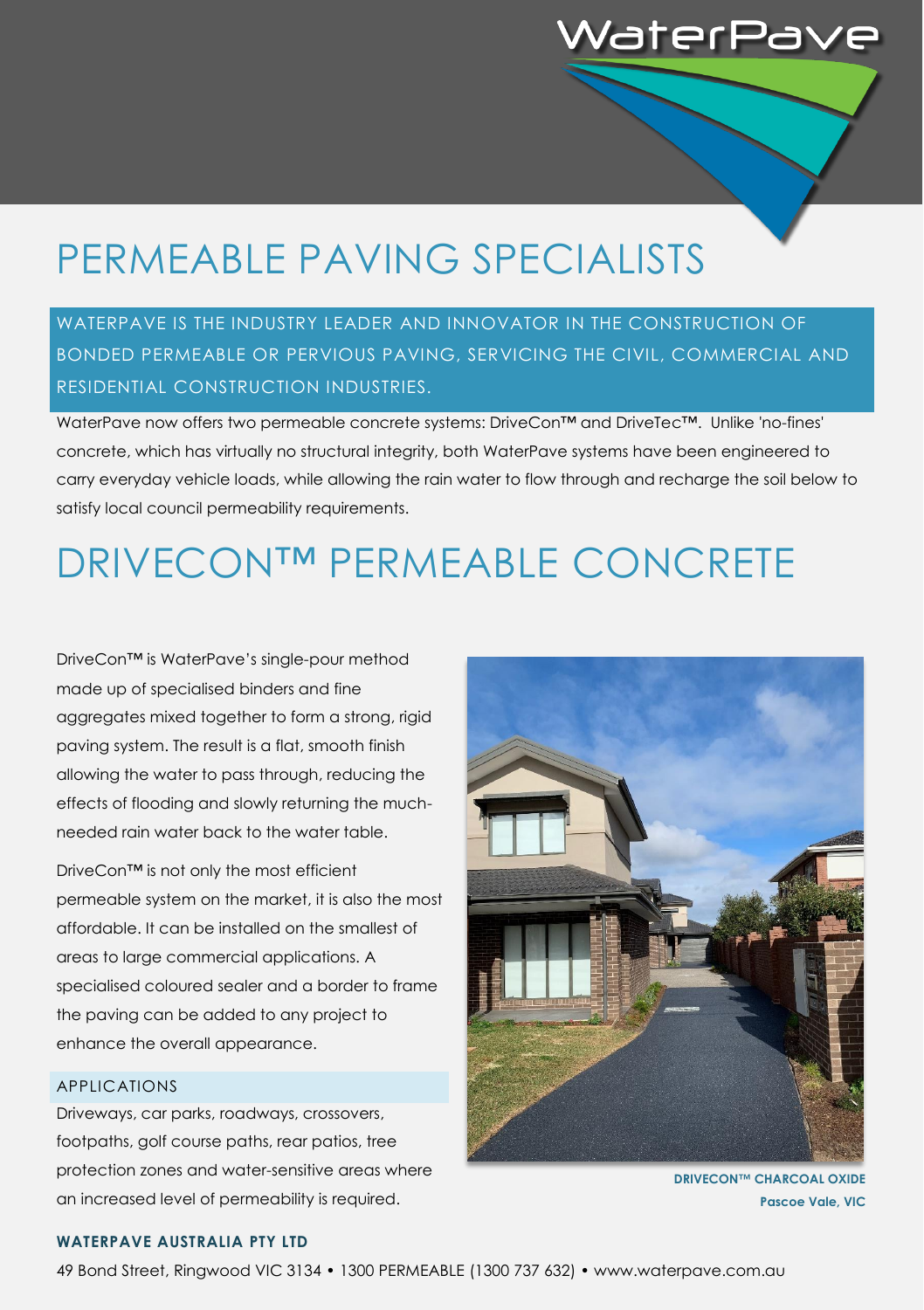WaterPave

# PERMEABLE PAVING SPECIALISTS

WATERPAVE IS THE INDUSTRY LEADER AND INNOVATOR IN THE CONSTRUCTION OF BONDED PERMEABLE OR PERVIOUS PAVING, SERVICING THE CIVIL, COMMERCIAL AND RESIDENTIAL CONSTRUCTION INDUSTRIES.

WaterPave now offers two permeable concrete systems: DriveCon™ and DriveTec™. Unlike 'no-fines' concrete, which has virtually no structural integrity, both WaterPave systems have been engineered to carry everyday vehicle loads, while allowing the rain water to flow through and recharge the soil below to satisfy local council permeability requirements.

# DRIVECON™ PERMEABLE CONCRETE

DriveCon™ is WaterPave's single-pour method made up of specialised binders and fine aggregates mixed together to form a strong, rigid paving system. The result is a flat, smooth finish allowing the water to pass through, reducing the effects of flooding and slowly returning the much-needed rain water back to the water table.

DriveCon™ is not only the most efficient permeable system on the market, it is also the most affordable. It can be installed on the smallest of areas to large commercial applications. A specialised coloured sealer and a border to frame the paving can be added to any project to enhance the overall appearance.

### APPLICATIONS

Driveways, car parks, roadways, crossovers, footpaths, golf course paths, rear patios, tree protection zones and water-sensitive areas where an increased level of permeability is required.

**DRIVECON™ CHARCOAL OXIDE**
**Pascoe Vale, VIC**

**WATERPAVE AUSTRALIA PTY LTD**

49 Bond Street, Ringwood VIC 3134 • 1300 PERMEABLE (1300 737 632) • www.waterpave.com.au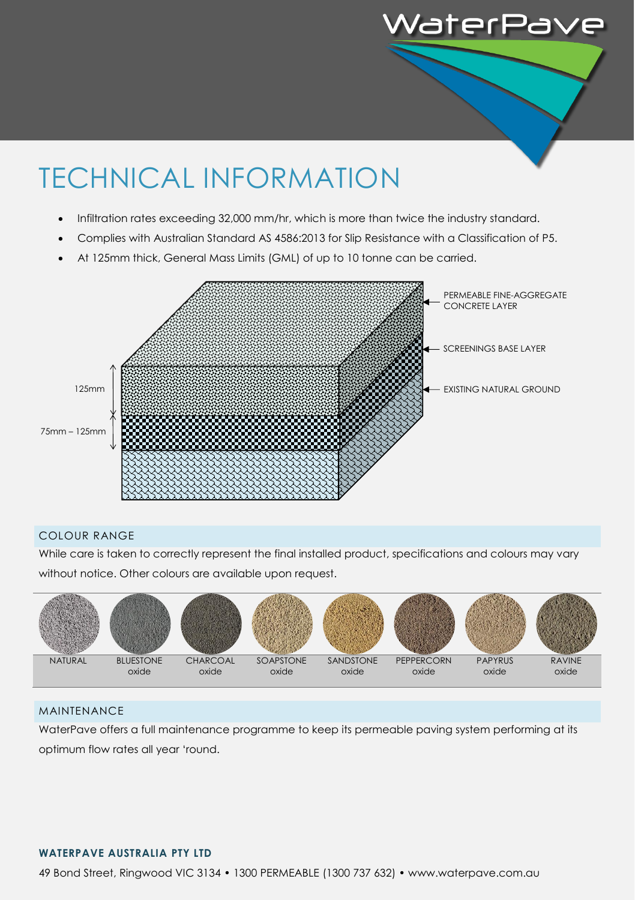# TECHNICAL INFORMATION

- Infiltration rates exceeding 32,000 mm/hr, which is more than twice the industry standard.
- Complies with Australian Standard AS 4586:2013 for Slip Resistance with a Classification of P5.
- At 125mm thick, General Mass Limits (GML) of up to 10 tonne can be carried.

PERMEABLE FINE-AGGREGATE CONCRETE LAYER

SCREENINGS BASE LAYER

EXISTING NATURAL GROUND

125mm

75mm – 125mm

## COLOUR RANGE

While care is taken to correctly represent the final installed product, specifications and colours may vary without notice. Other colours are available upon request.

NATURAL

BLUESTONE oxide

CHARCOAL oxide

SOAPSTONE oxide

SANDSTONE oxide

PEPPERCORN oxide

PAPYRUS oxide

RAVINE oxide

## MAINTENANCE

WaterPave offers a full maintenance programme to keep its permeable paving system performing at its optimum flow rates all year 'round.

**WATERPAVE AUSTRALIA PTY LTD**

49 Bond Street, Ringwood VIC 3134 • 1300 PERMEABLE (1300 737 632) • www.waterpave.com.au